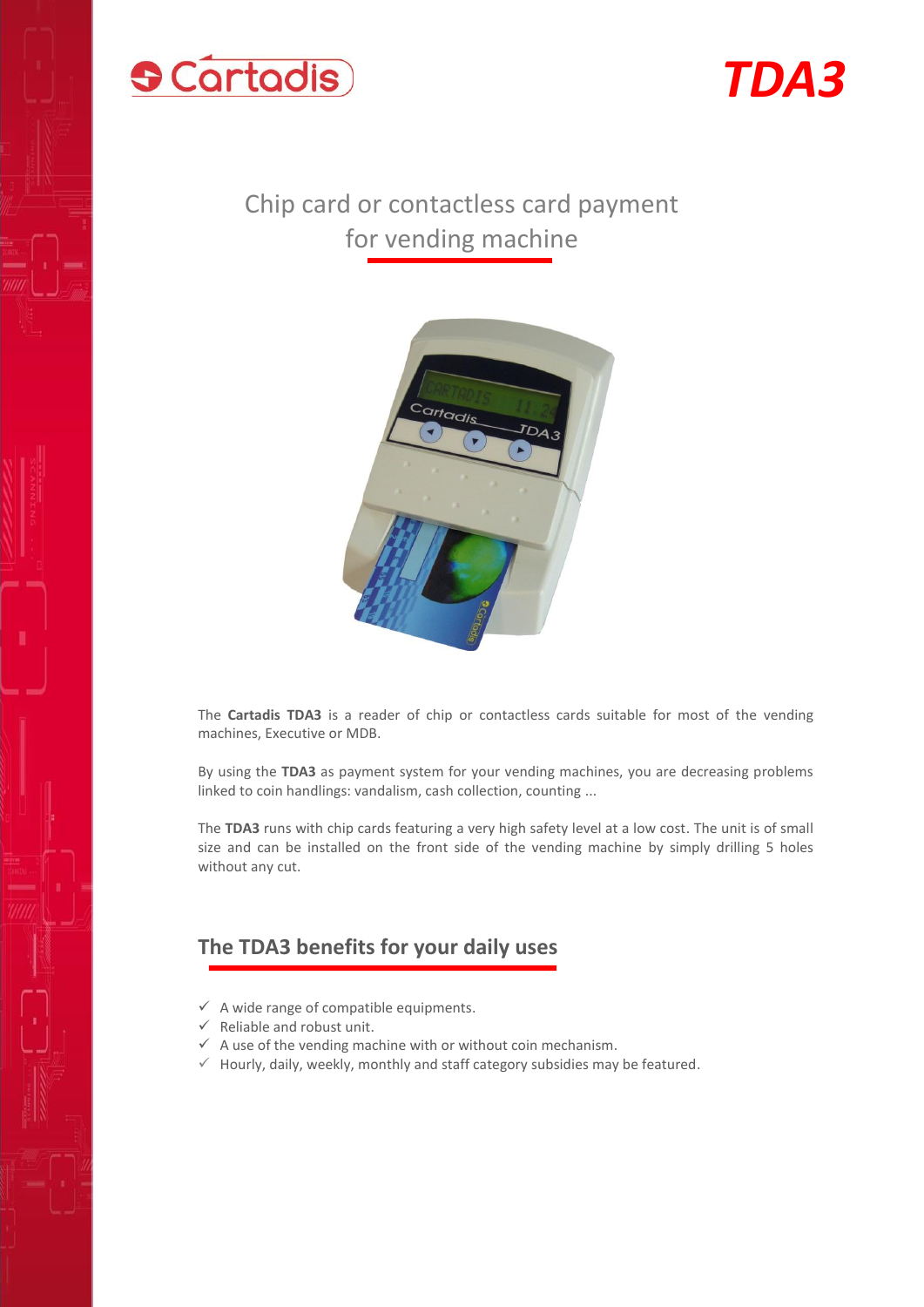# TDA3

## Chip card or contactless card payment for vending machine

The **Cartadis TDA3** is a reader of chip or contactless cards suitable for most of the vending machines, Executive or MDB.

By using the **TDA3** as payment system for your vending machines, you are decreasing problems linked to coin handlings: vandalism, cash collection, counting ...

The **TDA3** runs with chip cards featuring a very high safety level at a low cost. The unit is of small size and can be installed on the front side of the vending machine by simply drilling 5 holes without any cut.

## The TDA3 benefits for your daily uses

- ✓ A wide range of compatible equipments.
- ✓ Reliable and robust unit.
- ✓ A use of the vending machine with or without coin mechanism.
- ✓ Hourly, daily, weekly, monthly and staff category subsidies may be featured.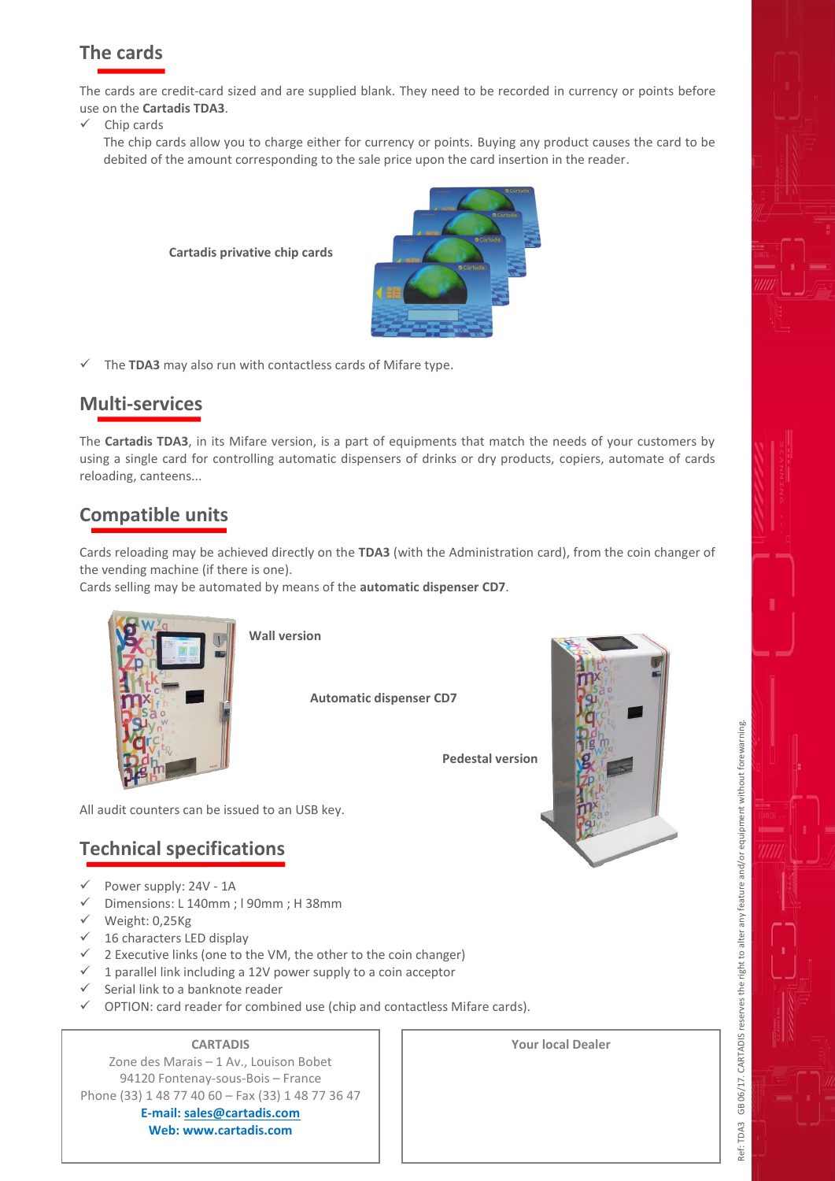## The cards

The cards are credit-card sized and are supplied blank. They need to be recorded in currency or points before use on the **Cartadis TDA3**.

- ✓ Chip cards

  The chip cards allow you to charge either for currency or points. Buying any product causes the card to be debited of the amount corresponding to the sale price upon the card insertion in the reader.

**Cartadis privative chip cards**

- ✓ The **TDA3** may also run with contactless cards of Mifare type.

## Multi-services

The **Cartadis TDA3**, in its Mifare version, is a part of equipments that match the needs of your customers by using a single card for controlling automatic dispensers of drinks or dry products, copiers, automate of cards reloading, canteens...

## Compatible units

Cards reloading may be achieved directly on the **TDA3** (with the Administration card), from the coin changer of the vending machine (if there is one).
Cards selling may be automated by means of the **automatic dispenser CD7**.

**Wall version**

**Automatic dispenser CD7**

**Pedestal version**

All audit counters can be issued to an USB key.

## Technical specifications

- ✓ Power supply: 24V - 1A
- ✓ Dimensions: L 140mm ; l 90mm ; H 38mm
- ✓ Weight: 0,25Kg
- ✓ 16 characters LED display
- ✓ 2 Executive links (one to the VM, the other to the coin changer)
- ✓ 1 parallel link including a 12V power supply to a coin acceptor
- ✓ Serial link to a banknote reader
- ✓ OPTION: card reader for combined use (chip and contactless Mifare cards).

**CARTADIS**
Zone des Marais – 1 Av., Louison Bobet
94120 Fontenay-sous-Bois – France
Phone (33) 1 48 77 40 60 – Fax (33) 1 48 77 36 47
**E-mail: sales@cartadis.com**
**Web: www.cartadis.com**

**Your local Dealer**

Ref: TDA3 GB 06/17. CARTADIS reserves the right to alter any feature and/or equipment without forewarning.